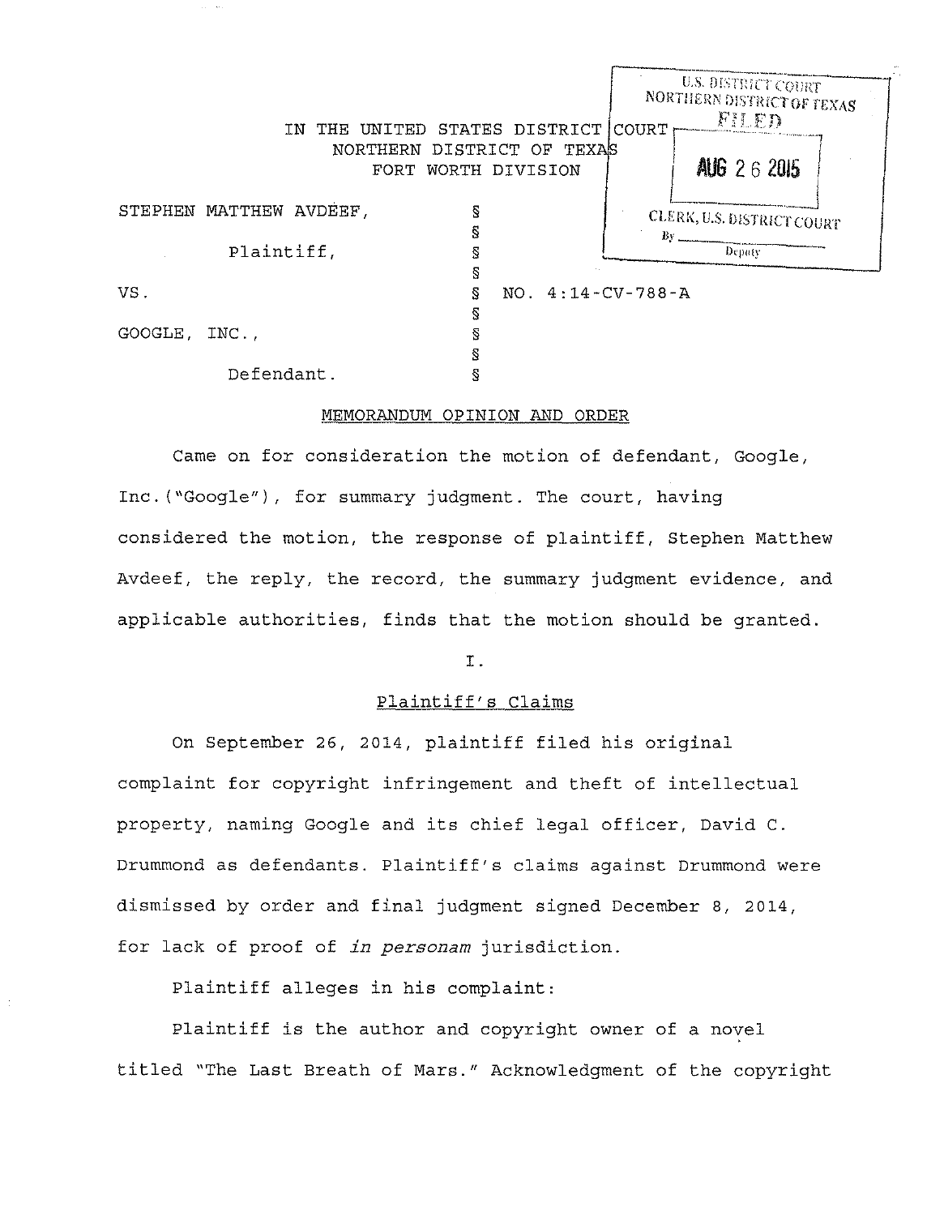U.S. DISTRICT COURT
NORTHERN DISTRICT OF TEXAS
FILED
AUG 26 2015
CLERK, U.S. DISTRICT COURT
By ________ Deputy

IN THE UNITED STATES DISTRICT COURT
NORTHERN DISTRICT OF TEXAS
FORT WORTH DIVISION

| | | |
|---|---|---|
| STEPHEN MATTHEW AVDEEF, | § | |
| | § | |
| Plaintiff, | § | |
| | § | |
| VS. | § | NO. 4:14-CV-788-A |
| | § | |
| GOOGLE, INC., | § | |
| | § | |
| Defendant. | § | |

MEMORANDUM OPINION AND ORDER

Came on for consideration the motion of defendant, Google, Inc.("Google"), for summary judgment. The court, having considered the motion, the response of plaintiff, Stephen Matthew Avdeef, the reply, the record, the summary judgment evidence, and applicable authorities, finds that the motion should be granted.

I.

Plaintiff's Claims

On September 26, 2014, plaintiff filed his original complaint for copyright infringement and theft of intellectual property, naming Google and its chief legal officer, David C. Drummond as defendants. Plaintiff's claims against Drummond were dismissed by order and final judgment signed December 8, 2014, for lack of proof of *in personam* jurisdiction.

Plaintiff alleges in his complaint:

Plaintiff is the author and copyright owner of a novel titled "The Last Breath of Mars." Acknowledgment of the copyright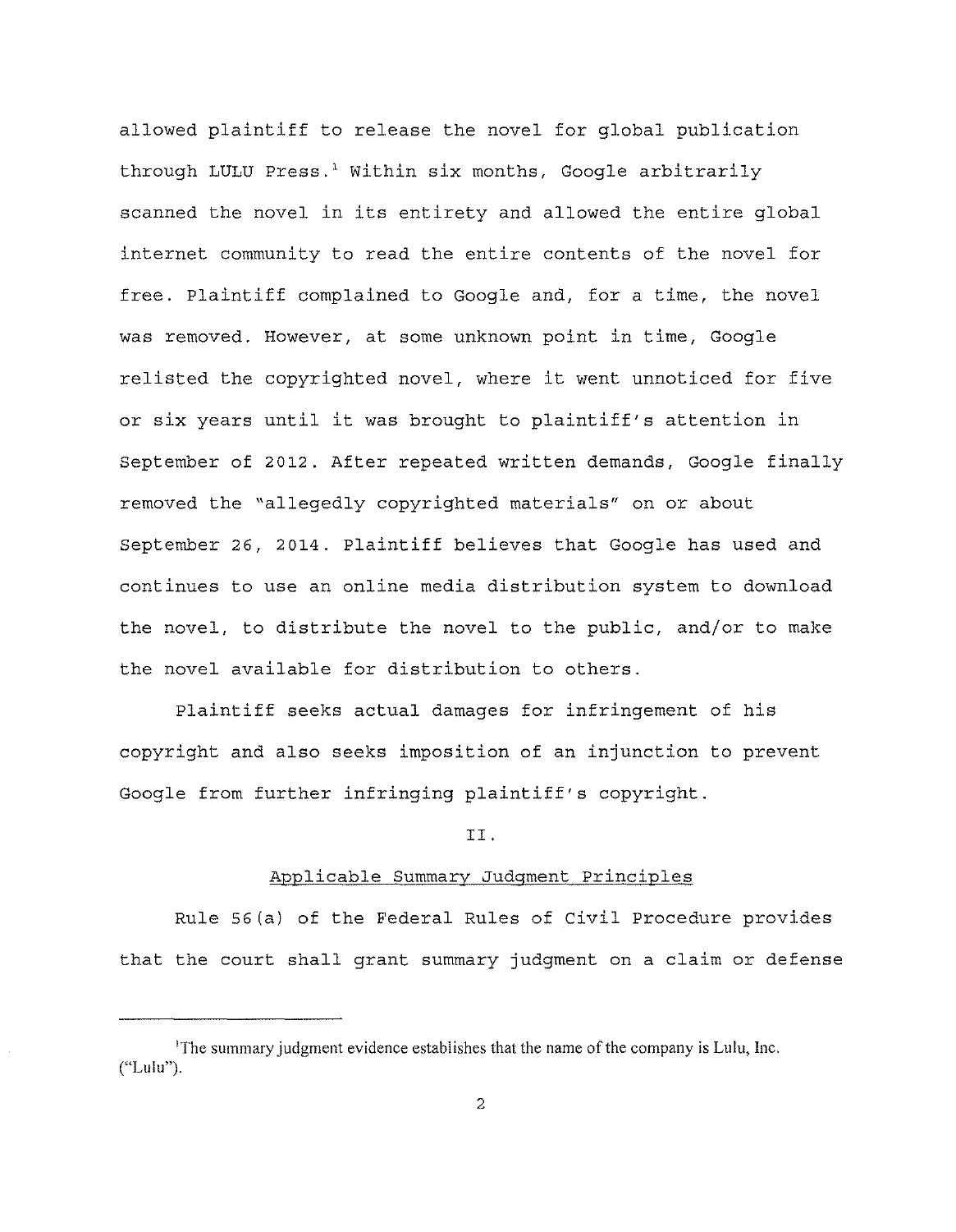allowed plaintiff to release the novel for global publication through LULU Press.[1] Within six months, Google arbitrarily scanned the novel in its entirety and allowed the entire global internet community to read the entire contents of the novel for free. Plaintiff complained to Google and, for a time, the novel was removed. However, at some unknown point in time, Google relisted the copyrighted novel, where it went unnoticed for five or six years until it was brought to plaintiff's attention in September of 2012. After repeated written demands, Google finally removed the "allegedly copyrighted materials" on or about September 26, 2014. Plaintiff believes that Google has used and continues to use an online media distribution system to download the novel, to distribute the novel to the public, and/or to make the novel available for distribution to others.

Plaintiff seeks actual damages for infringement of his copyright and also seeks imposition of an injunction to prevent Google from further infringing plaintiff's copyright.

## II.

## Applicable Summary Judgment Principles

Rule 56(a) of the Federal Rules of Civil Procedure provides that the court shall grant summary judgment on a claim or defense

---

[1] The summary judgment evidence establishes that the name of the company is Lulu, Inc. ("Lulu").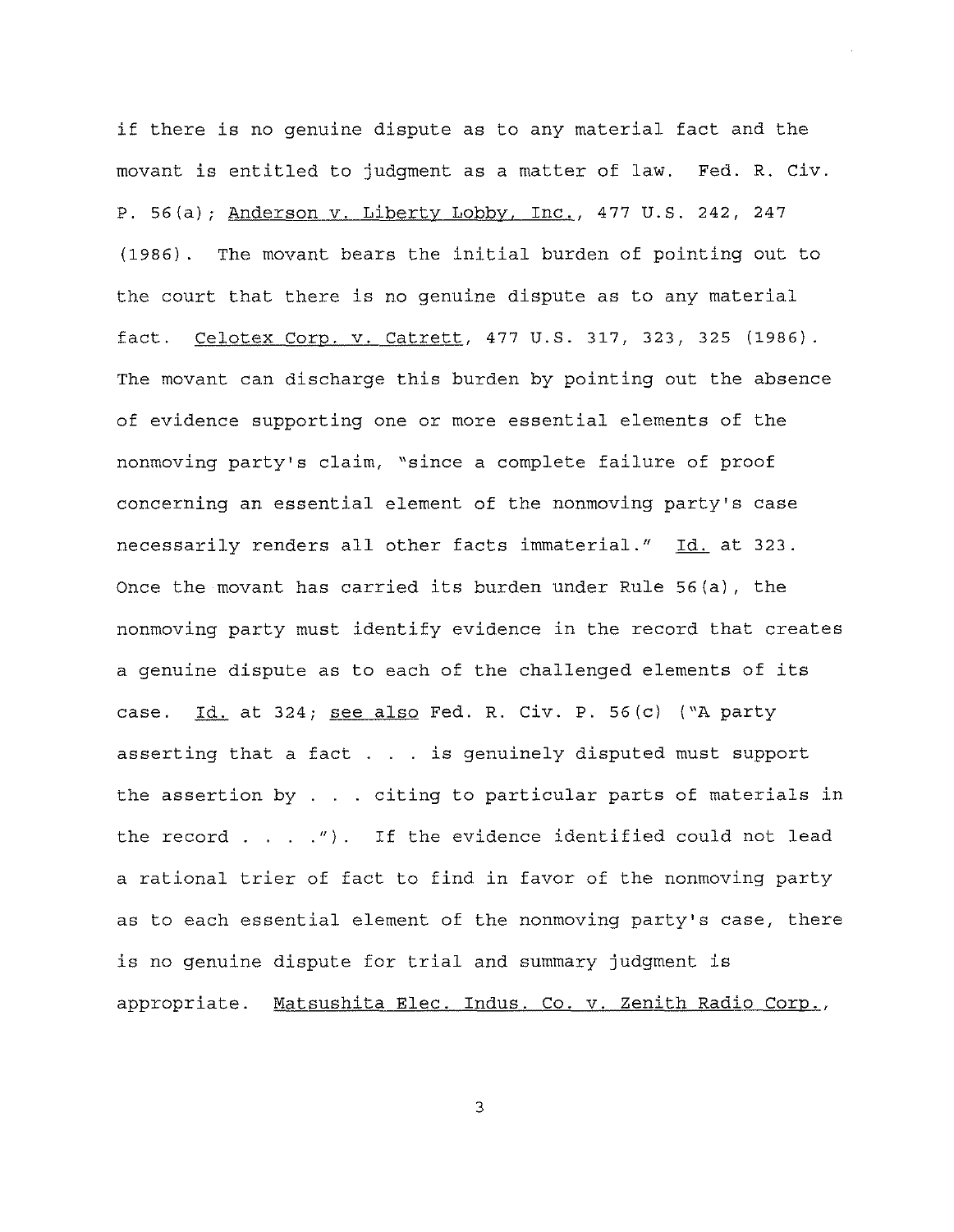if there is no genuine dispute as to any material fact and the movant is entitled to judgment as a matter of law. Fed. R. Civ. P. 56(a); Anderson v. Liberty Lobby, Inc., 477 U.S. 242, 247 (1986). The movant bears the initial burden of pointing out to the court that there is no genuine dispute as to any material fact. Celotex Corp. v. Catrett, 477 U.S. 317, 323, 325 (1986). The movant can discharge this burden by pointing out the absence of evidence supporting one or more essential elements of the nonmoving party's claim, "since a complete failure of proof concerning an essential element of the nonmoving party's case necessarily renders all other facts immaterial." Id. at 323. Once the movant has carried its burden under Rule 56(a), the nonmoving party must identify evidence in the record that creates a genuine dispute as to each of the challenged elements of its case. Id. at 324; see also Fed. R. Civ. P. 56(c) ("A party asserting that a fact . . . is genuinely disputed must support the assertion by . . . citing to particular parts of materials in the record . . . ."). If the evidence identified could not lead a rational trier of fact to find in favor of the nonmoving party as to each essential element of the nonmoving party's case, there is no genuine dispute for trial and summary judgment is appropriate. Matsushita Elec. Indus. Co. v. Zenith Radio Corp.,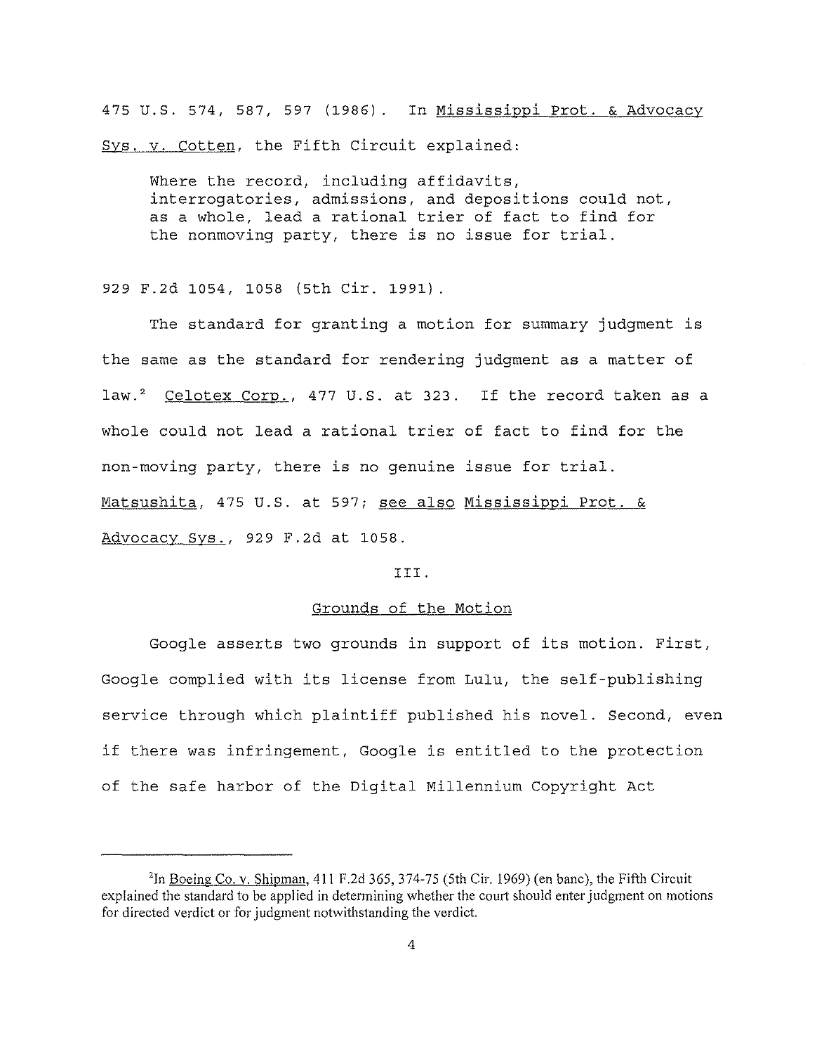475 U.S. 574, 587, 597 (1986). In Mississippi Prot. & Advocacy Sys. v. Cotten, the Fifth Circuit explained:

> Where the record, including affidavits, interrogatories, admissions, and depositions could not, as a whole, lead a rational trier of fact to find for the nonmoving party, there is no issue for trial.

929 F.2d 1054, 1058 (5th Cir. 1991).

The standard for granting a motion for summary judgment is the same as the standard for rendering judgment as a matter of law.[2] Celotex Corp., 477 U.S. at 323. If the record taken as a whole could not lead a rational trier of fact to find for the non-moving party, there is no genuine issue for trial. Matsushita, 475 U.S. at 597; see also Mississippi Prot. & Advocacy Sys., 929 F.2d at 1058.

## III.

## Grounds of the Motion

Google asserts two grounds in support of its motion. First, Google complied with its license from Lulu, the self-publishing service through which plaintiff published his novel. Second, even if there was infringement, Google is entitled to the protection of the safe harbor of the Digital Millennium Copyright Act

---

[2]In Boeing Co. v. Shipman, 411 F.2d 365, 374-75 (5th Cir. 1969) (en banc), the Fifth Circuit explained the standard to be applied in determining whether the court should enter judgment on motions for directed verdict or for judgment notwithstanding the verdict.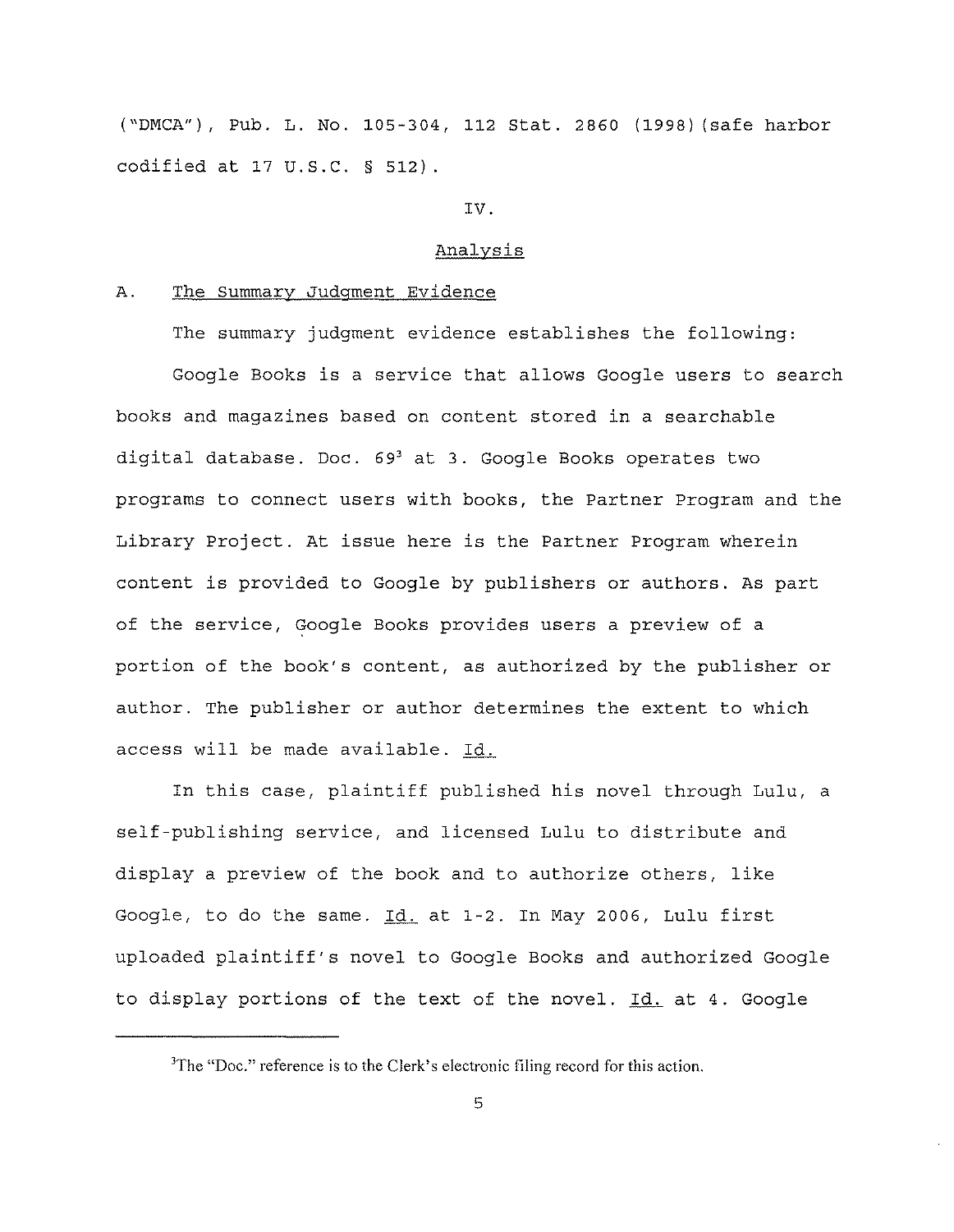("DMCA"), Pub. L. No. 105-304, 112 Stat. 2860 (1998)(safe harbor codified at 17 U.S.C. § 512).

IV.

## Analysis

### A. The Summary Judgment Evidence

The summary judgment evidence establishes the following:

Google Books is a service that allows Google users to search books and magazines based on content stored in a searchable digital database. Doc. 69[3] at 3. Google Books operates two programs to connect users with books, the Partner Program and the Library Project. At issue here is the Partner Program wherein content is provided to Google by publishers or authors. As part of the service, Google Books provides users a preview of a portion of the book's content, as authorized by the publisher or author. The publisher or author determines the extent to which access will be made available. Id.

In this case, plaintiff published his novel through Lulu, a self-publishing service, and licensed Lulu to distribute and display a preview of the book and to authorize others, like Google, to do the same. Id. at 1-2. In May 2006, Lulu first uploaded plaintiff's novel to Google Books and authorized Google to display portions of the text of the novel. Id. at 4. Google

[3]The "Doc." reference is to the Clerk's electronic filing record for this action.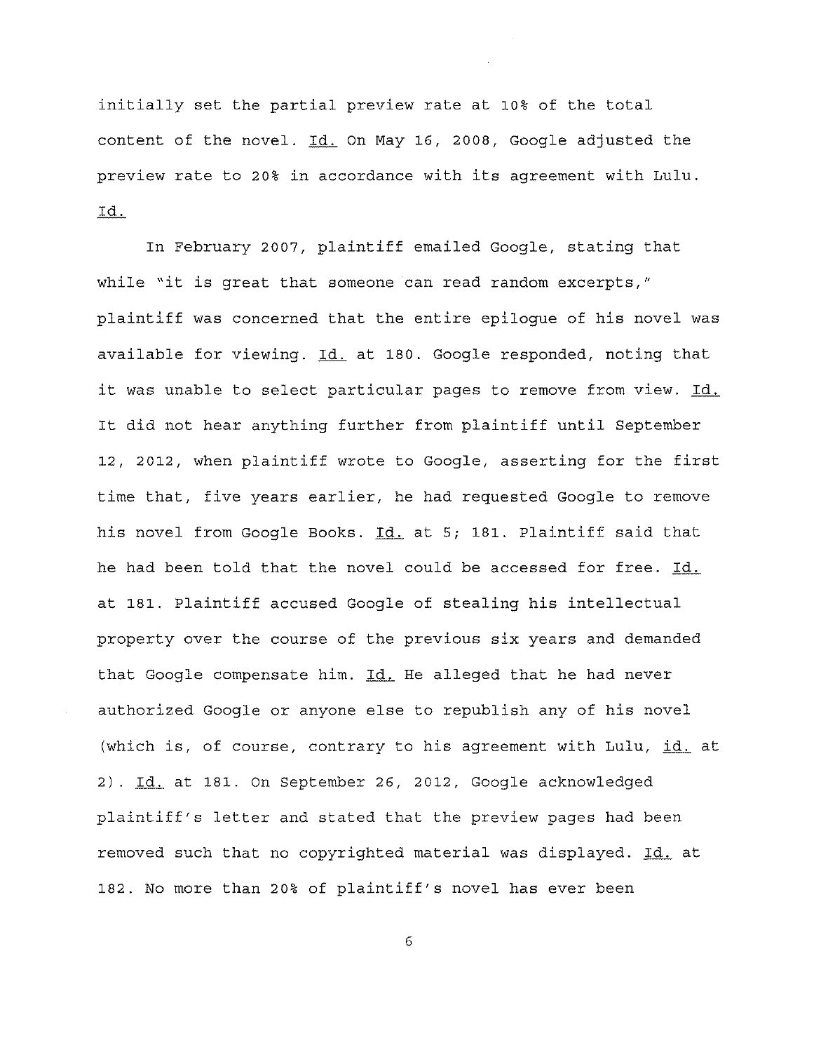initially set the partial preview rate at 10% of the total content of the novel. Id. On May 16, 2008, Google adjusted the preview rate to 20% in accordance with its agreement with Lulu. Id.

In February 2007, plaintiff emailed Google, stating that while "it is great that someone can read random excerpts," plaintiff was concerned that the entire epilogue of his novel was available for viewing. Id. at 180. Google responded, noting that it was unable to select particular pages to remove from view. Id. It did not hear anything further from plaintiff until September 12, 2012, when plaintiff wrote to Google, asserting for the first time that, five years earlier, he had requested Google to remove his novel from Google Books. Id. at 5; 181. Plaintiff said that he had been told that the novel could be accessed for free. Id. at 181. Plaintiff accused Google of stealing his intellectual property over the course of the previous six years and demanded that Google compensate him. Id. He alleged that he had never authorized Google or anyone else to republish any of his novel (which is, of course, contrary to his agreement with Lulu, id. at 2). Id. at 181. On September 26, 2012, Google acknowledged plaintiff's letter and stated that the preview pages had been removed such that no copyrighted material was displayed. Id. at 182. No more than 20% of plaintiff's novel has ever been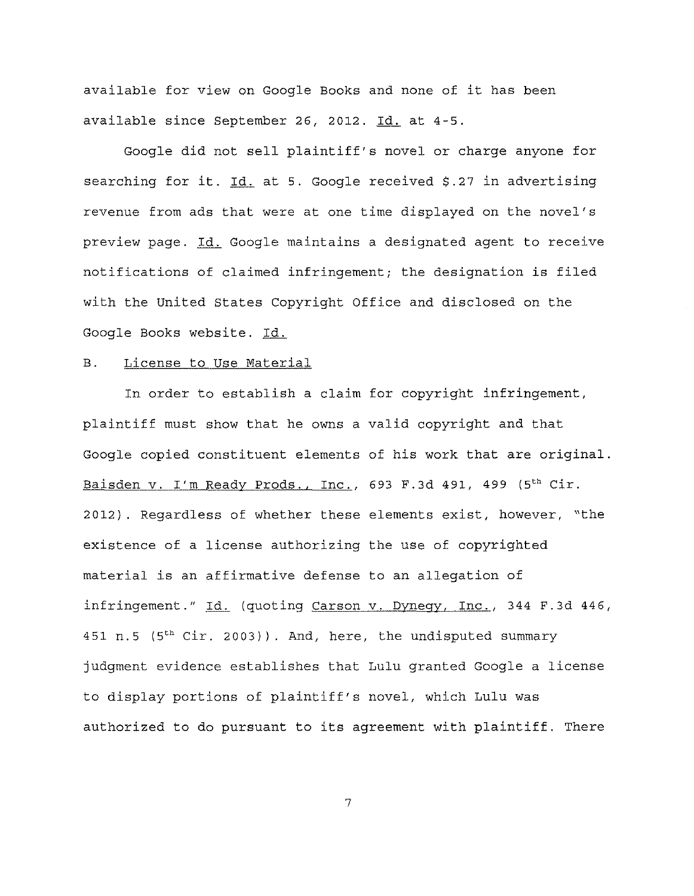available for view on Google Books and none of it has been available since September 26, 2012. Id. at 4-5.

Google did not sell plaintiff's novel or charge anyone for searching for it. Id. at 5. Google received $.27 in advertising revenue from ads that were at one time displayed on the novel's preview page. Id. Google maintains a designated agent to receive notifications of claimed infringement; the designation is filed with the United States Copyright Office and disclosed on the Google Books website. Id.

B. License to Use Material

In order to establish a claim for copyright infringement, plaintiff must show that he owns a valid copyright and that Google copied constituent elements of his work that are original. Baisden v. I'm Ready Prods., Inc., 693 F.3d 491, 499 (5th Cir. 2012). Regardless of whether these elements exist, however, "the existence of a license authorizing the use of copyrighted material is an affirmative defense to an allegation of infringement." Id. (quoting Carson v. Dynegy, Inc., 344 F.3d 446, 451 n.5 (5th Cir. 2003)). And, here, the undisputed summary judgment evidence establishes that Lulu granted Google a license to display portions of plaintiff's novel, which Lulu was authorized to do pursuant to its agreement with plaintiff. There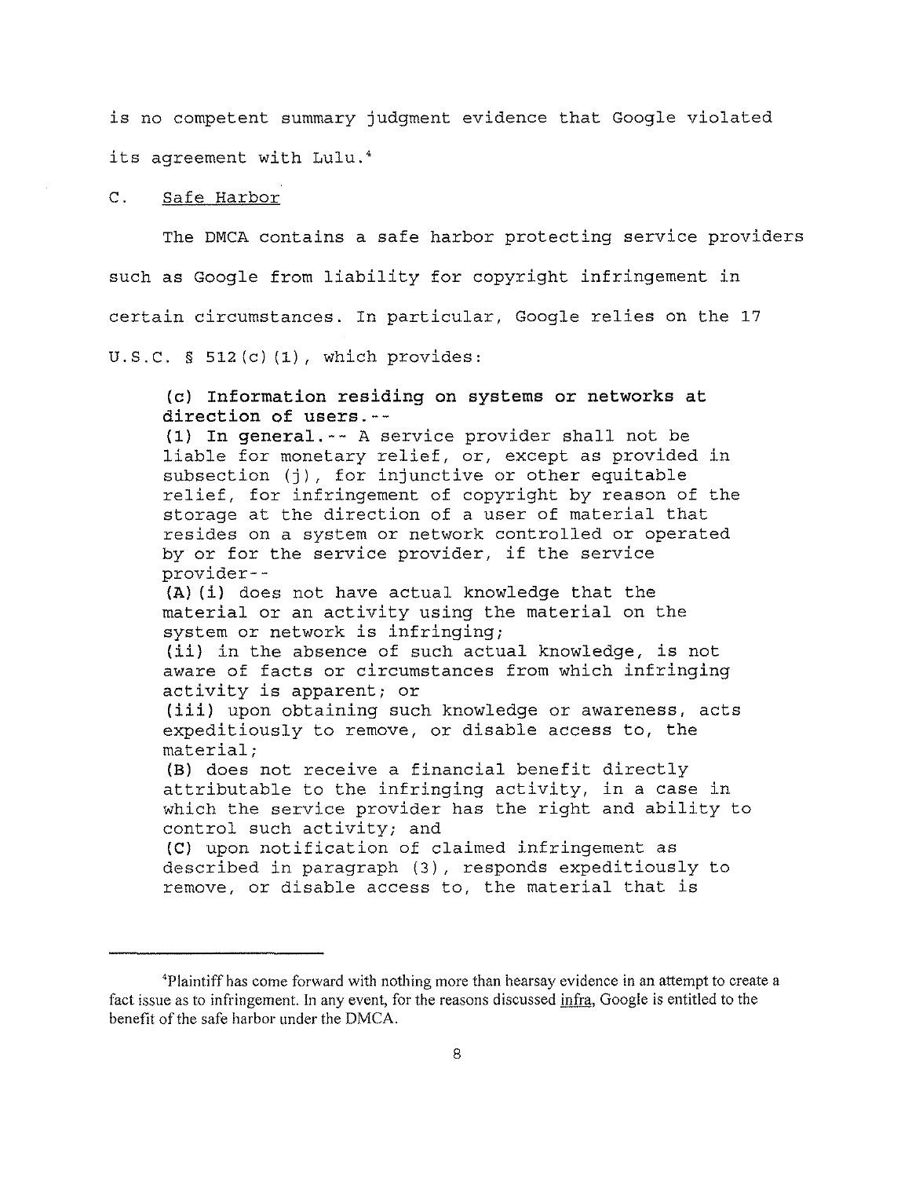is no competent summary judgment evidence that Google violated its agreement with Lulu.[4]

C. Safe Harbor

The DMCA contains a safe harbor protecting service providers such as Google from liability for copyright infringement in certain circumstances. In particular, Google relies on the 17 U.S.C. § 512(c)(1), which provides:

> **(c) Information residing on systems or networks at direction of users.**--
> **(1) In general.**-- A service provider shall not be liable for monetary relief, or, except as provided in subsection (j), for injunctive or other equitable relief, for infringement of copyright by reason of the storage at the direction of a user of material that resides on a system or network controlled or operated by or for the service provider, if the service provider--
> **(A)(i)** does not have actual knowledge that the material or an activity using the material on the system or network is infringing;
> **(ii)** in the absence of such actual knowledge, is not aware of facts or circumstances from which infringing activity is apparent; or
> **(iii)** upon obtaining such knowledge or awareness, acts expeditiously to remove, or disable access to, the material;
> **(B)** does not receive a financial benefit directly attributable to the infringing activity, in a case in which the service provider has the right and ability to control such activity; and
> **(C)** upon notification of claimed infringement as described in paragraph (3), responds expeditiously to remove, or disable access to, the material that is

[4] Plaintiff has come forward with nothing more than hearsay evidence in an attempt to create a fact issue as to infringement. In any event, for the reasons discussed infra, Google is entitled to the benefit of the safe harbor under the DMCA.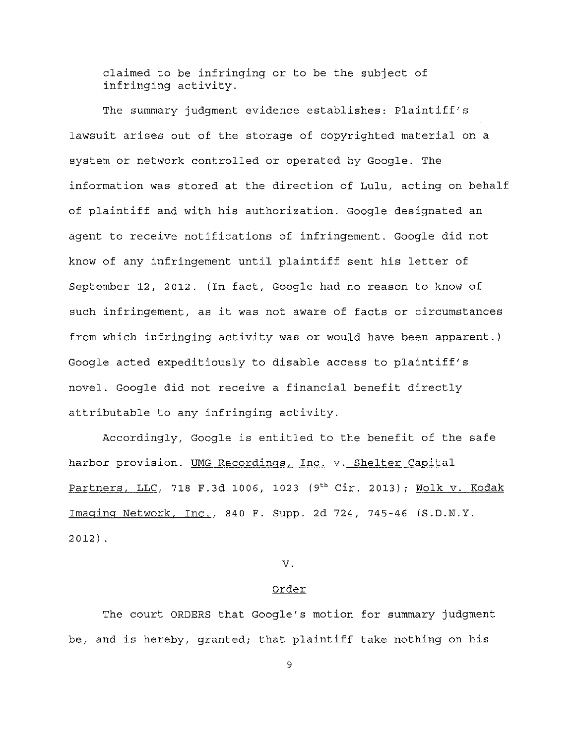claimed to be infringing or to be the subject of infringing activity.

The summary judgment evidence establishes: Plaintiff's lawsuit arises out of the storage of copyrighted material on a system or network controlled or operated by Google. The information was stored at the direction of Lulu, acting on behalf of plaintiff and with his authorization. Google designated an agent to receive notifications of infringement. Google did not know of any infringement until plaintiff sent his letter of September 12, 2012. (In fact, Google had no reason to know of such infringement, as it was not aware of facts or circumstances from which infringing activity was or would have been apparent.) Google acted expeditiously to disable access to plaintiff's novel. Google did not receive a financial benefit directly attributable to any infringing activity.

Accordingly, Google is entitled to the benefit of the safe harbor provision. UMG Recordings, Inc. v. Shelter Capital Partners, LLC, 718 F.3d 1006, 1023 (9th Cir. 2013); Wolk v. Kodak Imaging Network, Inc., 840 F. Supp. 2d 724, 745-46 (S.D.N.Y. 2012).

## V.

## Order

The court ORDERS that Google's motion for summary judgment be, and is hereby, granted; that plaintiff take nothing on his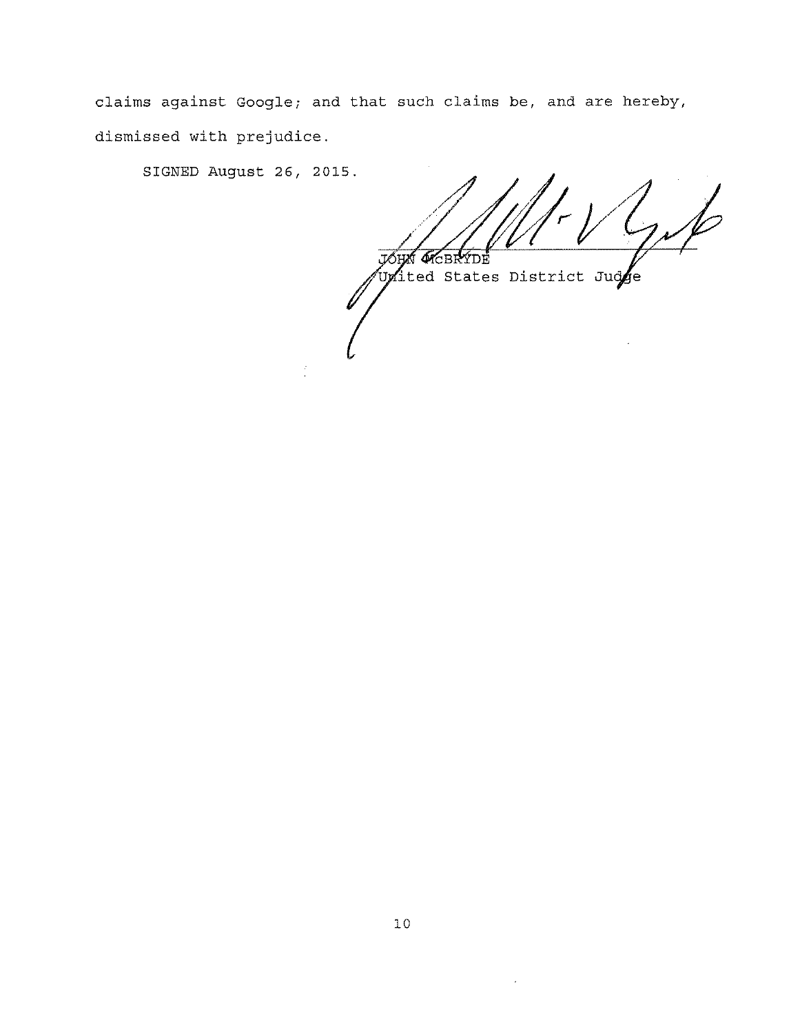claims against Google; and that such claims be, and are hereby, dismissed with prejudice.

SIGNED August 26, 2015.

JOHN McBRYDE
United States District Judge